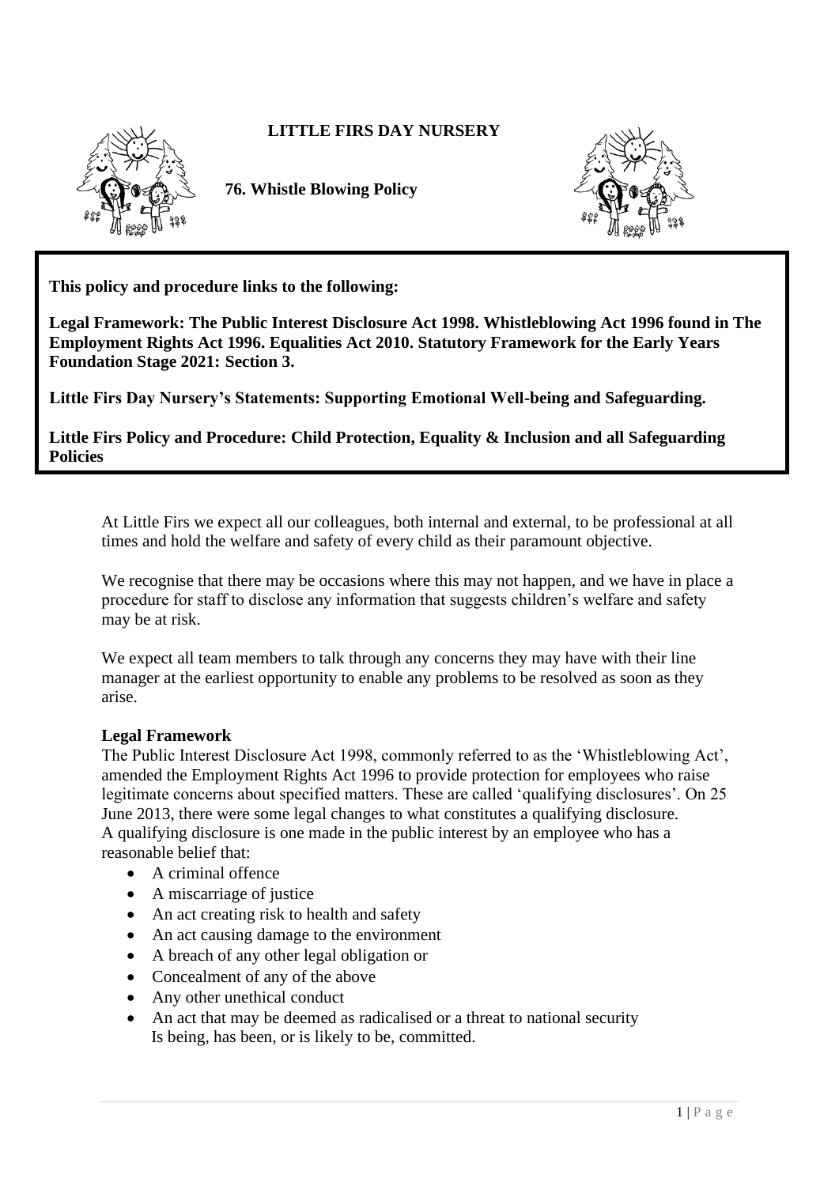**LITTLE FIRS DAY NURSERY**

**76. Whistle Blowing Policy**

**This policy and procedure links to the following:**

**Legal Framework: The Public Interest Disclosure Act 1998. Whistleblowing Act 1996 found in The Employment Rights Act 1996. Equalities Act 2010. Statutory Framework for the Early Years Foundation Stage 2021: Section 3.**

**Little Firs Day Nursery's Statements: Supporting Emotional Well-being and Safeguarding.**

**Little Firs Policy and Procedure: Child Protection, Equality & Inclusion and all Safeguarding Policies**

At Little Firs we expect all our colleagues, both internal and external, to be professional at all times and hold the welfare and safety of every child as their paramount objective.

We recognise that there may be occasions where this may not happen, and we have in place a procedure for staff to disclose any information that suggests children's welfare and safety may be at risk.

We expect all team members to talk through any concerns they may have with their line manager at the earliest opportunity to enable any problems to be resolved as soon as they arise.

**Legal Framework**

The Public Interest Disclosure Act 1998, commonly referred to as the 'Whistleblowing Act', amended the Employment Rights Act 1996 to provide protection for employees who raise legitimate concerns about specified matters. These are called 'qualifying disclosures'. On 25 June 2013, there were some legal changes to what constitutes a qualifying disclosure.
A qualifying disclosure is one made in the public interest by an employee who has a reasonable belief that:

- A criminal offence
- A miscarriage of justice
- An act creating risk to health and safety
- An act causing damage to the environment
- A breach of any other legal obligation or
- Concealment of any of the above
- Any other unethical conduct
- An act that may be deemed as radicalised or a threat to national security

Is being, has been, or is likely to be, committed.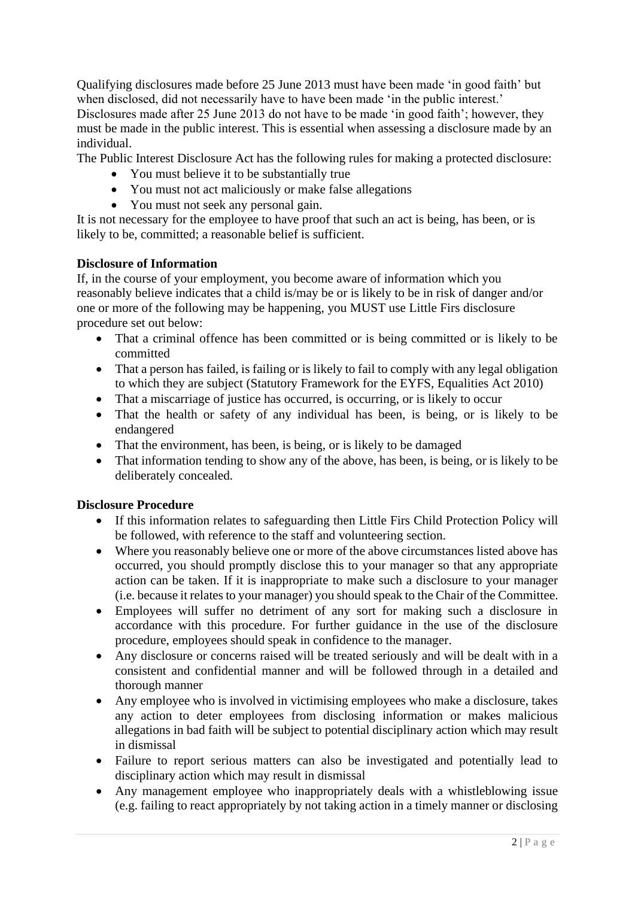Qualifying disclosures made before 25 June 2013 must have been made 'in good faith' but when disclosed, did not necessarily have to have been made 'in the public interest.' Disclosures made after 25 June 2013 do not have to be made 'in good faith'; however, they must be made in the public interest. This is essential when assessing a disclosure made by an individual.

The Public Interest Disclosure Act has the following rules for making a protected disclosure:

- You must believe it to be substantially true
- You must not act maliciously or make false allegations
- You must not seek any personal gain.

It is not necessary for the employee to have proof that such an act is being, has been, or is likely to be, committed; a reasonable belief is sufficient.

**Disclosure of Information**

If, in the course of your employment, you become aware of information which you reasonably believe indicates that a child is/may be or is likely to be in risk of danger and/or one or more of the following may be happening, you MUST use Little Firs disclosure procedure set out below:

- That a criminal offence has been committed or is being committed or is likely to be committed
- That a person has failed, is failing or is likely to fail to comply with any legal obligation to which they are subject (Statutory Framework for the EYFS, Equalities Act 2010)
- That a miscarriage of justice has occurred, is occurring, or is likely to occur
- That the health or safety of any individual has been, is being, or is likely to be endangered
- That the environment, has been, is being, or is likely to be damaged
- That information tending to show any of the above, has been, is being, or is likely to be deliberately concealed.

**Disclosure Procedure**

- If this information relates to safeguarding then Little Firs Child Protection Policy will be followed, with reference to the staff and volunteering section.
- Where you reasonably believe one or more of the above circumstances listed above has occurred, you should promptly disclose this to your manager so that any appropriate action can be taken. If it is inappropriate to make such a disclosure to your manager (i.e. because it relates to your manager) you should speak to the Chair of the Committee.
- Employees will suffer no detriment of any sort for making such a disclosure in accordance with this procedure. For further guidance in the use of the disclosure procedure, employees should speak in confidence to the manager.
- Any disclosure or concerns raised will be treated seriously and will be dealt with in a consistent and confidential manner and will be followed through in a detailed and thorough manner
- Any employee who is involved in victimising employees who make a disclosure, takes any action to deter employees from disclosing information or makes malicious allegations in bad faith will be subject to potential disciplinary action which may result in dismissal
- Failure to report serious matters can also be investigated and potentially lead to disciplinary action which may result in dismissal
- Any management employee who inappropriately deals with a whistleblowing issue (e.g. failing to react appropriately by not taking action in a timely manner or disclosing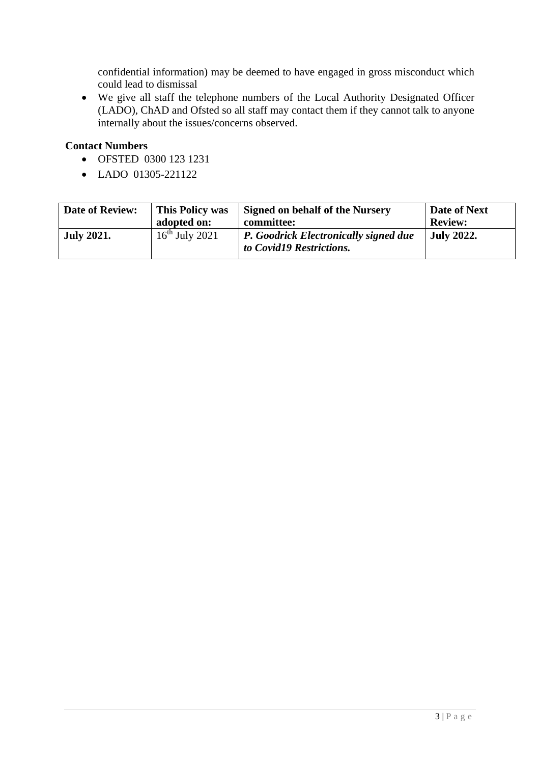confidential information) may be deemed to have engaged in gross misconduct which could lead to dismissal

- We give all staff the telephone numbers of the Local Authority Designated Officer (LADO), ChAD and Ofsted so all staff may contact them if they cannot talk to anyone internally about the issues/concerns observed.

**Contact Numbers**

- OFSTED 0300 123 1231
- LADO 01305-221122

| **Date of Review:** | **This Policy was adopted on:** | **Signed on behalf of the Nursery committee:** | **Date of Next Review:** |
|---|---|---|---|
| **July 2021.** | 16th July 2021 | ***P. Goodrick Electronically signed due to Covid19 Restrictions.*** | **July 2022.** |